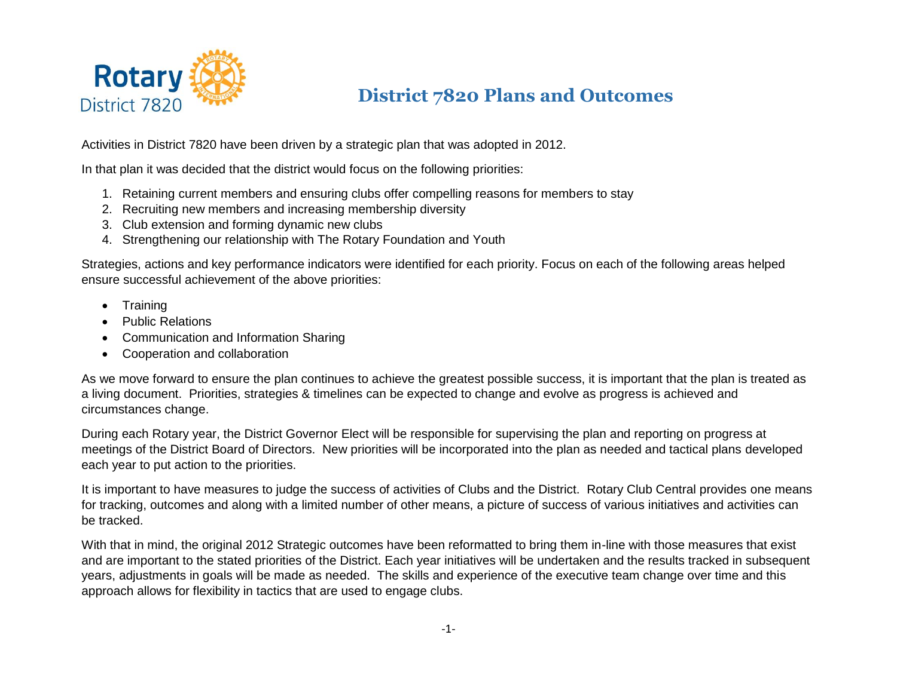Rotary District 7820

# District 7820 Plans and Outcomes

Activities in District 7820 have been driven by a strategic plan that was adopted in 2012.

In that plan it was decided that the district would focus on the following priorities:

1. Retaining current members and ensuring clubs offer compelling reasons for members to stay
2. Recruiting new members and increasing membership diversity
3. Club extension and forming dynamic new clubs
4. Strengthening our relationship with The Rotary Foundation and Youth

Strategies, actions and key performance indicators were identified for each priority. Focus on each of the following areas helped ensure successful achievement of the above priorities:

- Training
- Public Relations
- Communication and Information Sharing
- Cooperation and collaboration

As we move forward to ensure the plan continues to achieve the greatest possible success, it is important that the plan is treated as a living document. Priorities, strategies & timelines can be expected to change and evolve as progress is achieved and circumstances change.

During each Rotary year, the District Governor Elect will be responsible for supervising the plan and reporting on progress at meetings of the District Board of Directors. New priorities will be incorporated into the plan as needed and tactical plans developed each year to put action to the priorities.

It is important to have measures to judge the success of activities of Clubs and the District. Rotary Club Central provides one means for tracking, outcomes and along with a limited number of other means, a picture of success of various initiatives and activities can be tracked.

With that in mind, the original 2012 Strategic outcomes have been reformatted to bring them in-line with those measures that exist and are important to the stated priorities of the District. Each year initiatives will be undertaken and the results tracked in subsequent years, adjustments in goals will be made as needed. The skills and experience of the executive team change over time and this approach allows for flexibility in tactics that are used to engage clubs.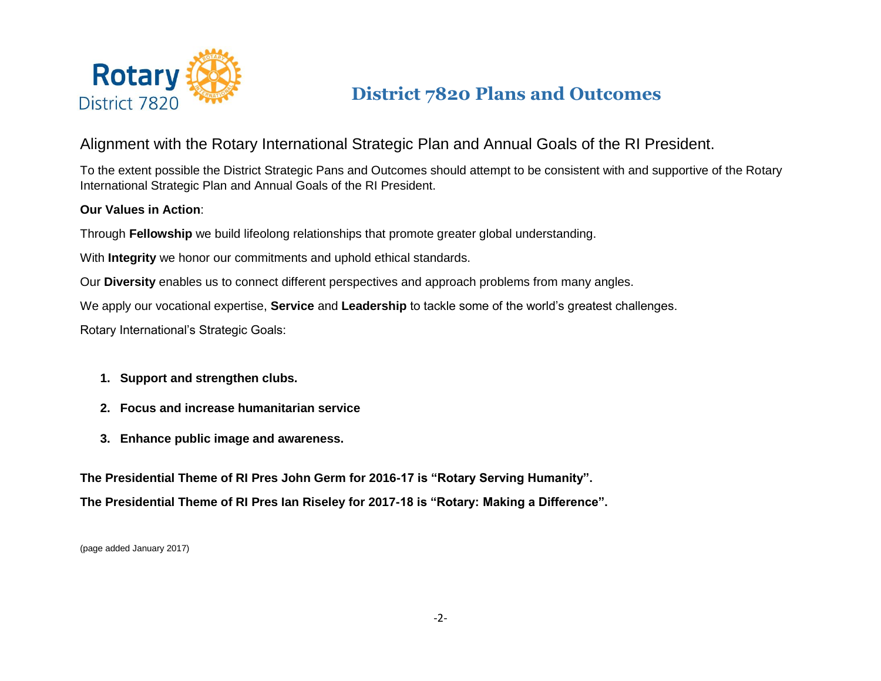Rotary District 7820

# District 7820 Plans and Outcomes

## Alignment with the Rotary International Strategic Plan and Annual Goals of the RI President.

To the extent possible the District Strategic Pans and Outcomes should attempt to be consistent with and supportive of the Rotary International Strategic Plan and Annual Goals of the RI President.

**Our Values in Action**:

Through **Fellowship** we build lifeolong relationships that promote greater global understanding.

With **Integrity** we honor our commitments and uphold ethical standards.

Our **Diversity** enables us to connect different perspectives and approach problems from many angles.

We apply our vocational expertise, **Service** and **Leadership** to tackle some of the world's greatest challenges.

Rotary International's Strategic Goals:

1. **Support and strengthen clubs.**
2. **Focus and increase humanitarian service**
3. **Enhance public image and awareness.**

**The Presidential Theme of RI Pres John Germ for 2016-17 is "Rotary Serving Humanity".**

**The Presidential Theme of RI Pres Ian Riseley for 2017-18 is "Rotary: Making a Difference".**

(page added January 2017)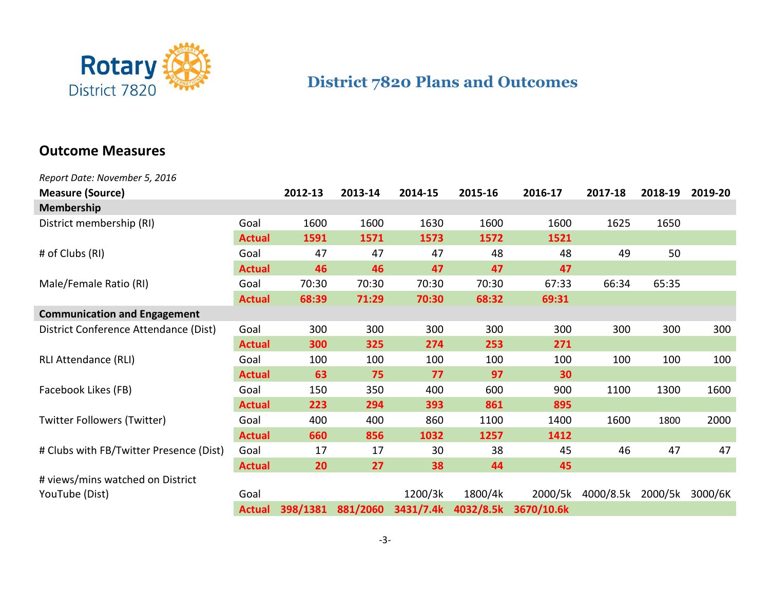Rotary District 7820

# District 7820 Plans and Outcomes

## Outcome Measures

*Report Date: November 5, 2016*

| Measure (Source) | | 2012-13 | 2013-14 | 2014-15 | 2015-16 | 2016-17 | 2017-18 | 2018-19 | 2019-20 |
|---|---|---|---|---|---|---|---|---|---|
| **Membership** | | | | | | | | | |
| District membership (RI) | Goal | 1600 | 1600 | 1630 | 1600 | 1600 | 1625 | 1650 | |
| | **Actual** | **1591** | **1571** | **1573** | **1572** | **1521** | | | |
| # of Clubs (RI) | Goal | 47 | 47 | 47 | 48 | 48 | 49 | 50 | |
| | **Actual** | **46** | **46** | **47** | **47** | **47** | | | |
| Male/Female Ratio (RI) | Goal | 70:30 | 70:30 | 70:30 | 70:30 | 67:33 | 66:34 | 65:35 | |
| | **Actual** | **68:39** | **71:29** | **70:30** | **68:32** | **69:31** | | | |
| **Communication and Engagement** | | | | | | | | | |
| District Conference Attendance (Dist) | Goal | 300 | 300 | 300 | 300 | 300 | 300 | 300 | 300 |
| | **Actual** | **300** | **325** | **274** | **253** | **271** | | | |
| RLI Attendance (RLI) | Goal | 100 | 100 | 100 | 100 | 100 | 100 | 100 | 100 |
| | **Actual** | **63** | **75** | **77** | **97** | **30** | | | |
| Facebook Likes (FB) | Goal | 150 | 350 | 400 | 600 | 900 | 1100 | 1300 | 1600 |
| | **Actual** | **223** | **294** | **393** | **861** | **895** | | | |
| Twitter Followers (Twitter) | Goal | 400 | 400 | 860 | 1100 | 1400 | 1600 | 1800 | 2000 |
| | **Actual** | **660** | **856** | **1032** | **1257** | **1412** | | | |
| # Clubs with FB/Twitter Presence (Dist) | Goal | 17 | 17 | 30 | 38 | 45 | 46 | 47 | 47 |
| | **Actual** | **20** | **27** | **38** | **44** | **45** | | | |
| # views/mins watched on District YouTube (Dist) | Goal | | | 1200/3k | 1800/4k | 2000/5k | 4000/8.5k | 2000/5k | 3000/6K |
| | **Actual** | **398/1381** | **881/2060** | **3431/7.4k** | **4032/8.5k** | **3670/10.6k** | | | |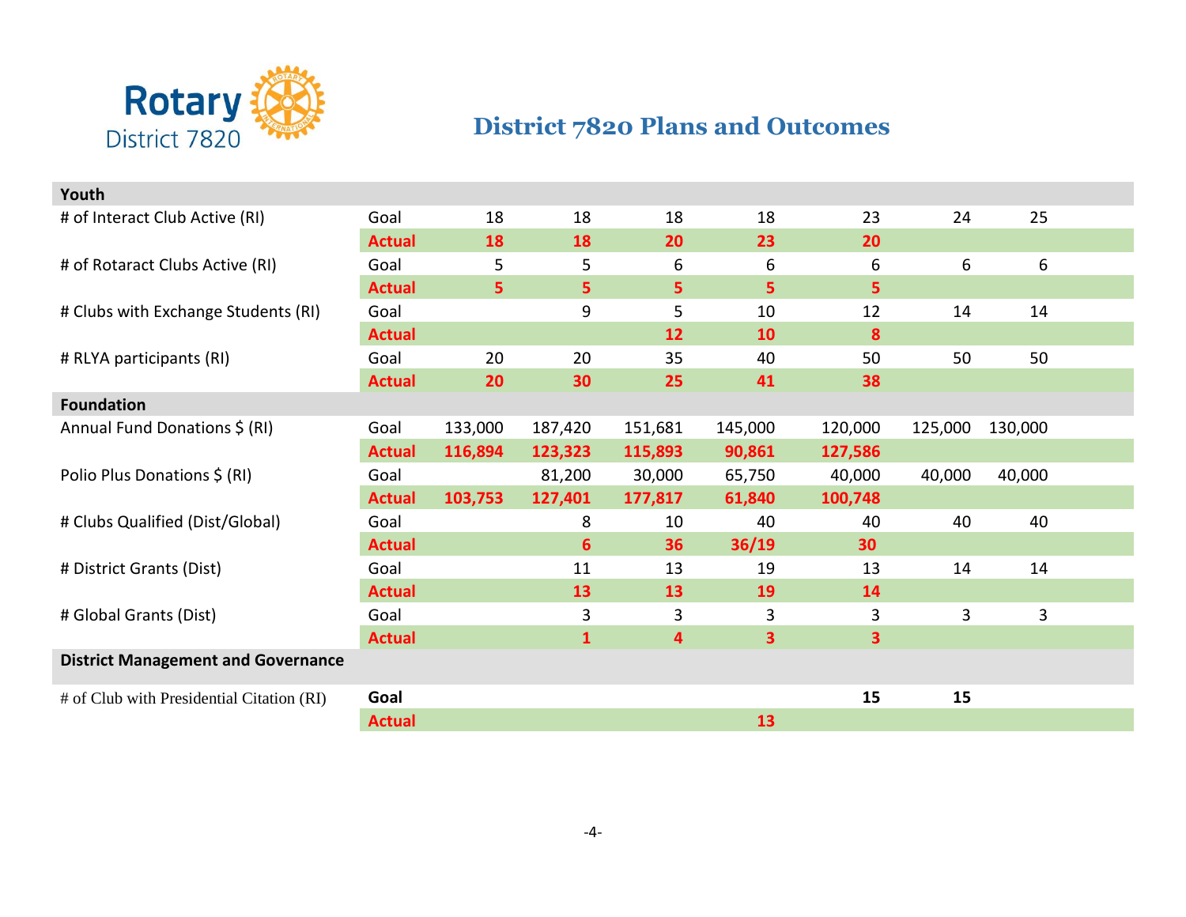Rotary District 7820

# District 7820 Plans and Outcomes

| | | | | | | | | |
|---|---|---|---|---|---|---|---|---|
| **Youth** | | | | | | | | |
| # of Interact Club Active (RI) | Goal | 18 | 18 | 18 | 18 | 23 | 24 | 25 |
| | **Actual** | **18** | **18** | **20** | **23** | **20** | | |
| # of Rotaract Clubs Active (RI) | Goal | 5 | 5 | 6 | 6 | 6 | 6 | 6 |
| | **Actual** | **5** | **5** | **5** | **5** | **5** | | |
| # Clubs with Exchange Students (RI) | Goal | | 9 | 5 | 10 | 12 | 14 | 14 |
| | **Actual** | | | **12** | **10** | **8** | | |
| # RLYA participants (RI) | Goal | 20 | 20 | 35 | 40 | 50 | 50 | 50 |
| | **Actual** | **20** | **30** | **25** | **41** | **38** | | |
| **Foundation** | | | | | | | | |
| Annual Fund Donations $ (RI) | Goal | 133,000 | 187,420 | 151,681 | 145,000 | 120,000 | 125,000 | 130,000 |
| | **Actual** | **116,894** | **123,323** | **115,893** | **90,861** | **127,586** | | |
| Polio Plus Donations $ (RI) | Goal | | 81,200 | 30,000 | 65,750 | 40,000 | 40,000 | 40,000 |
| | **Actual** | **103,753** | **127,401** | **177,817** | **61,840** | **100,748** | | |
| # Clubs Qualified (Dist/Global) | Goal | | 8 | 10 | 40 | 40 | 40 | 40 |
| | **Actual** | | **6** | **36** | **36/19** | **30** | | |
| # District Grants (Dist) | Goal | | 11 | 13 | 19 | 13 | 14 | 14 |
| | **Actual** | | **13** | **13** | **19** | **14** | | |
| # Global Grants (Dist) | Goal | | 3 | 3 | 3 | 3 | 3 | 3 |
| | **Actual** | | **1** | **4** | **3** | **3** | | |
| **District Management and Governance** | | | | | | | | |
| # of Club with Presidential Citation (RI) | **Goal** | | | | | **15** | **15** | |
| | **Actual** | | | | **13** | | | |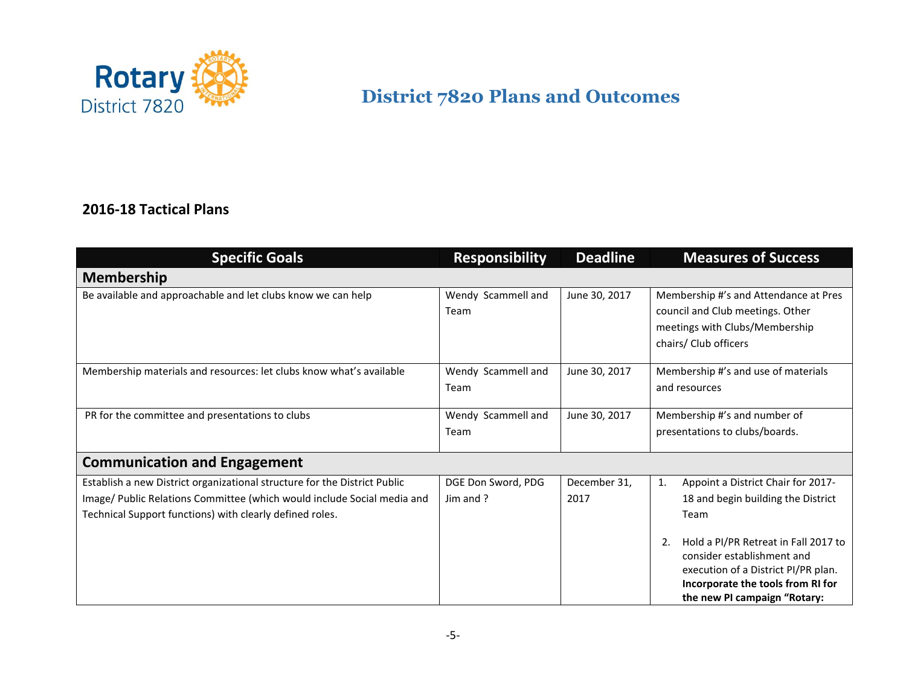Rotary District 7820

# District 7820 Plans and Outcomes

## 2016-18 Tactical Plans

| Specific Goals | Responsibility | Deadline | Measures of Success |
|---|---|---|---|
| **Membership** | | | |
| Be available and approachable and let clubs know we can help | Wendy Scammell and Team | June 30, 2017 | Membership #'s and Attendance at Pres council and Club meetings. Other meetings with Clubs/Membership chairs/ Club officers |
| Membership materials and resources: let clubs know what's available | Wendy Scammell and Team | June 30, 2017 | Membership #'s and use of materials and resources |
| PR for the committee and presentations to clubs | Wendy Scammell and Team | June 30, 2017 | Membership #'s and number of presentations to clubs/boards. |
| **Communication and Engagement** | | | |
| Establish a new District organizational structure for the District Public Image/ Public Relations Committee (which would include Social media and Technical Support functions) with clearly defined roles. | DGE Don Sword, PDG Jim and ? | December 31, 2017 | 1. Appoint a District Chair for 2017-18 and begin building the District Team<br><br>2. Hold a PI/PR Retreat in Fall 2017 to consider establishment and execution of a District PI/PR plan. **Incorporate the tools from RI for the new PI campaign "Rotary:** |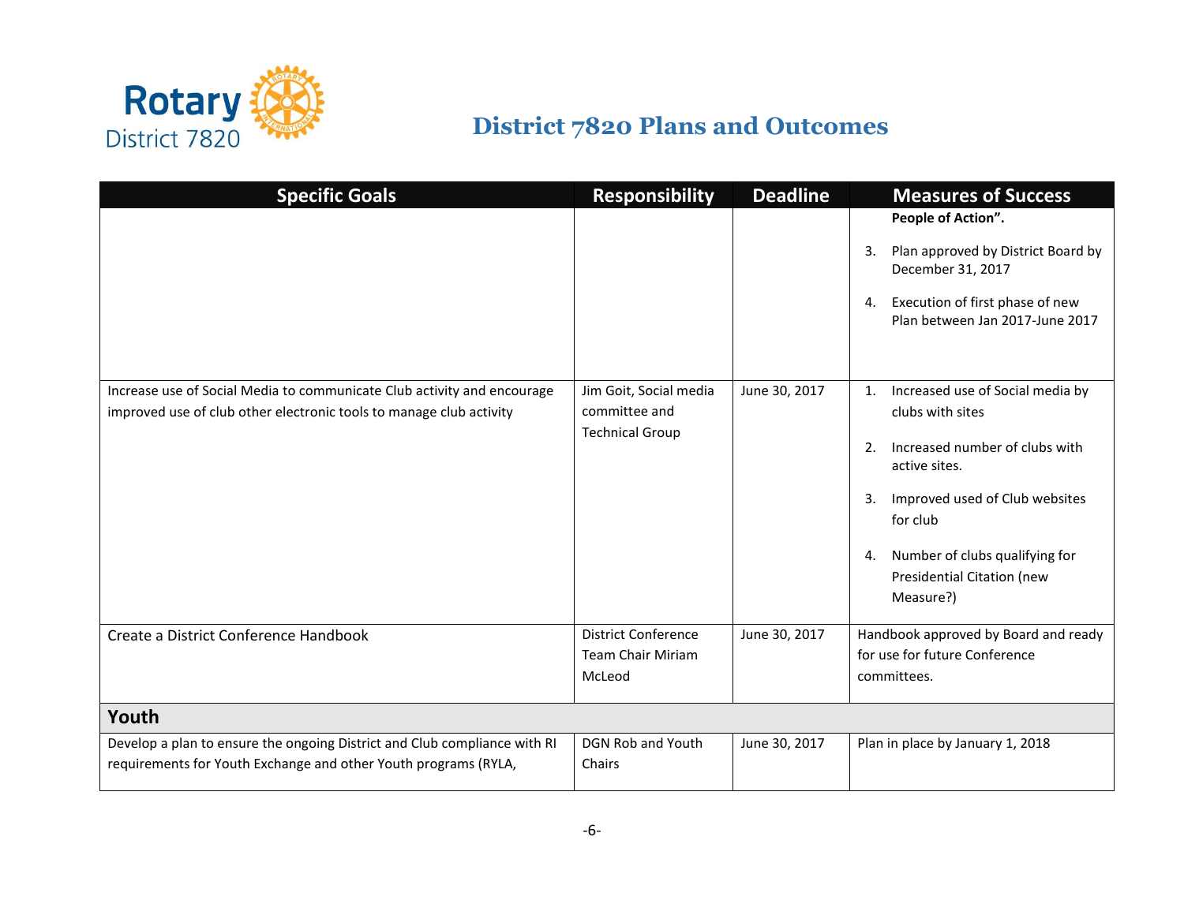# District 7820 Plans and Outcomes

| Specific Goals | Responsibility | Deadline | Measures of Success |
|---|---|---|---|
| | | | **People of Action".** 3. Plan approved by District Board by December 31, 2017 4. Execution of first phase of new Plan between Jan 2017-June 2017 |
| Increase use of Social Media to communicate Club activity and encourage improved use of club other electronic tools to manage club activity | Jim Goit, Social media committee and Technical Group | June 30, 2017 | 1. Increased use of Social media by clubs with sites 2. Increased number of clubs with active sites. 3. Improved used of Club websites for club 4. Number of clubs qualifying for Presidential Citation (new Measure?) |
| Create a District Conference Handbook | District Conference Team Chair Miriam McLeod | June 30, 2017 | Handbook approved by Board and ready for use for future Conference committees. |
| **Youth** | | | |
| Develop a plan to ensure the ongoing District and Club compliance with RI requirements for Youth Exchange and other Youth programs (RYLA, | DGN Rob and Youth Chairs | June 30, 2017 | Plan in place by January 1, 2018 |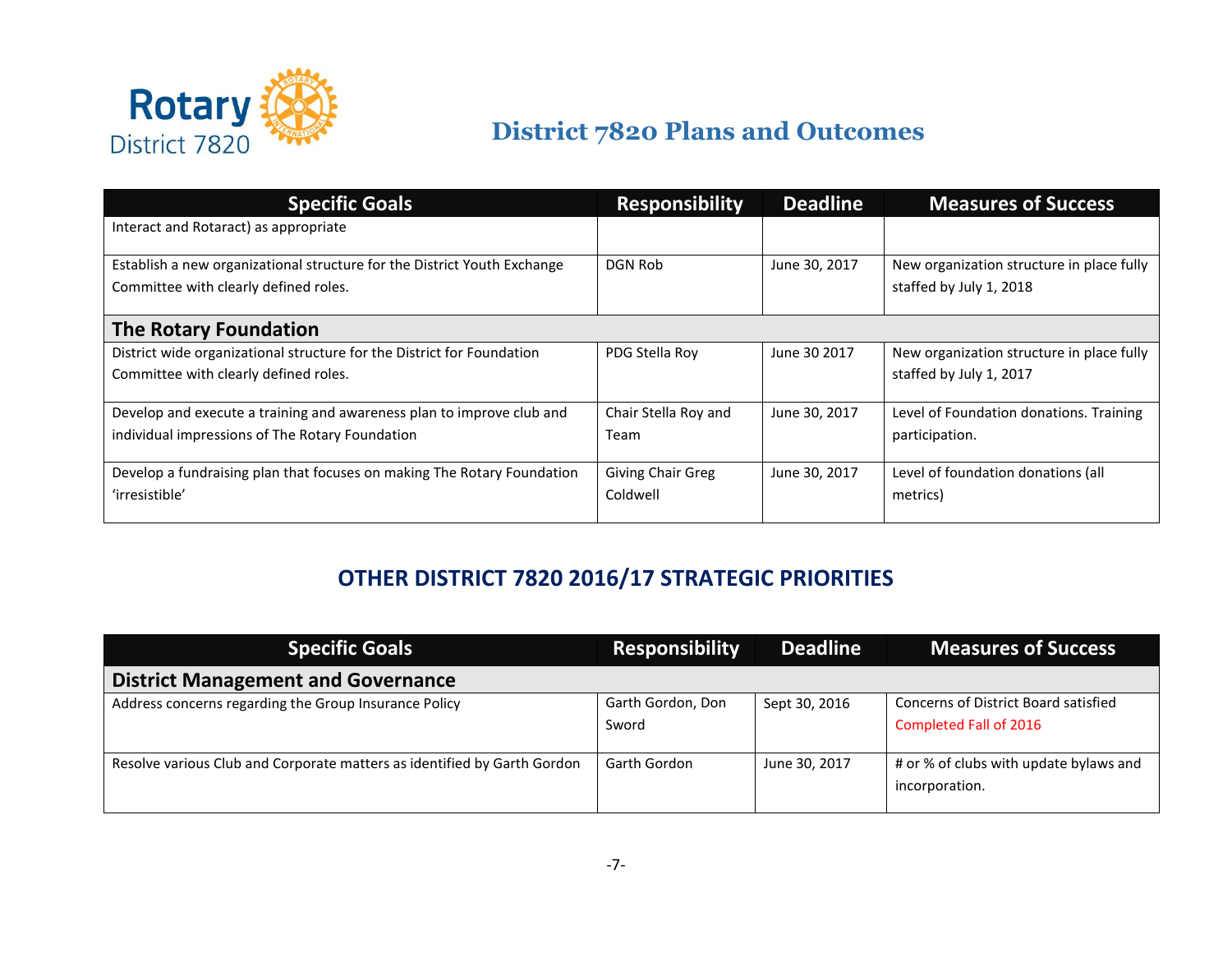# District 7820 Plans and Outcomes

| Specific Goals | Responsibility | Deadline | Measures of Success |
|---|---|---|---|
| Interact and Rotaract) as appropriate | | | |
| Establish a new organizational structure for the District Youth Exchange Committee with clearly defined roles. | DGN Rob | June 30, 2017 | New organization structure in place fully staffed by July 1, 2018 |
| **The Rotary Foundation** | | | |
| District wide organizational structure for the District for Foundation Committee with clearly defined roles. | PDG Stella Roy | June 30 2017 | New organization structure in place fully staffed by July 1, 2017 |
| Develop and execute a training and awareness plan to improve club and individual impressions of The Rotary Foundation | Chair Stella Roy and Team | June 30, 2017 | Level of Foundation donations. Training participation. |
| Develop a fundraising plan that focuses on making The Rotary Foundation 'irresistible' | Giving Chair Greg Coldwell | June 30, 2017 | Level of foundation donations (all metrics) |

## OTHER DISTRICT 7820 2016/17 STRATEGIC PRIORITIES

| Specific Goals | Responsibility | Deadline | Measures of Success |
|---|---|---|---|
| **District Management and Governance** | | | |
| Address concerns regarding the Group Insurance Policy | Garth Gordon, Don Sword | Sept 30, 2016 | Concerns of District Board satisfied Completed Fall of 2016 |
| Resolve various Club and Corporate matters as identified by Garth Gordon | Garth Gordon | June 30, 2017 | # or % of clubs with update bylaws and incorporation. |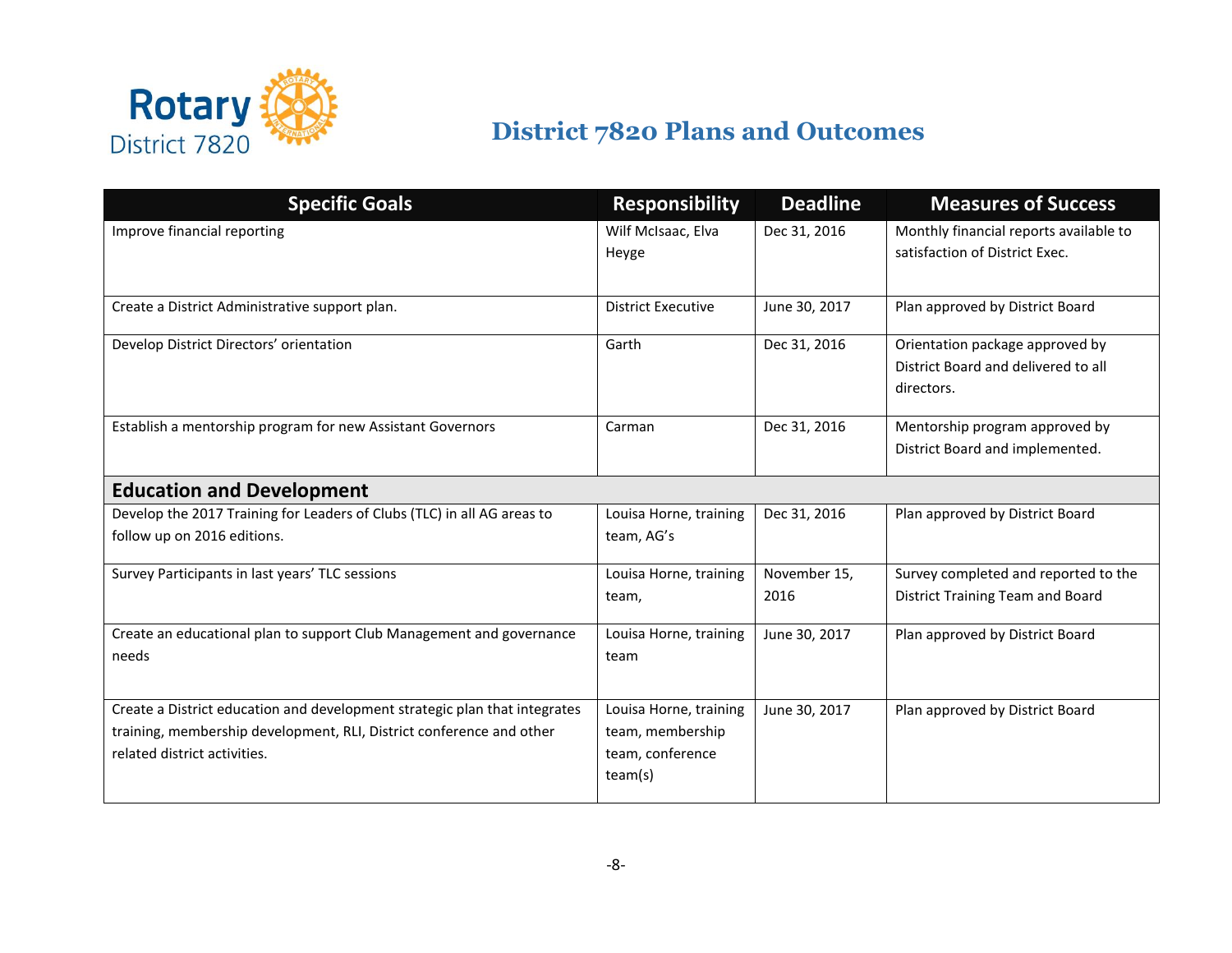# District 7820 Plans and Outcomes

| Specific Goals | Responsibility | Deadline | Measures of Success |
|---|---|---|---|
| Improve financial reporting | Wilf McIsaac, Elva Heyge | Dec 31, 2016 | Monthly financial reports available to satisfaction of District Exec. |
| Create a District Administrative support plan. | District Executive | June 30, 2017 | Plan approved by District Board |
| Develop District Directors' orientation | Garth | Dec 31, 2016 | Orientation package approved by District Board and delivered to all directors. |
| Establish a mentorship program for new Assistant Governors | Carman | Dec 31, 2016 | Mentorship program approved by District Board and implemented. |
| **Education and Development** | | | |
| Develop the 2017 Training for Leaders of Clubs (TLC) in all AG areas to follow up on 2016 editions. | Louisa Horne, training team, AG's | Dec 31, 2016 | Plan approved by District Board |
| Survey Participants in last years' TLC sessions | Louisa Horne, training team, | November 15, 2016 | Survey completed and reported to the District Training Team and Board |
| Create an educational plan to support Club Management and governance needs | Louisa Horne, training team | June 30, 2017 | Plan approved by District Board |
| Create a District education and development strategic plan that integrates training, membership development, RLI, District conference and other related district activities. | Louisa Horne, training team, membership team, conference team(s) | June 30, 2017 | Plan approved by District Board |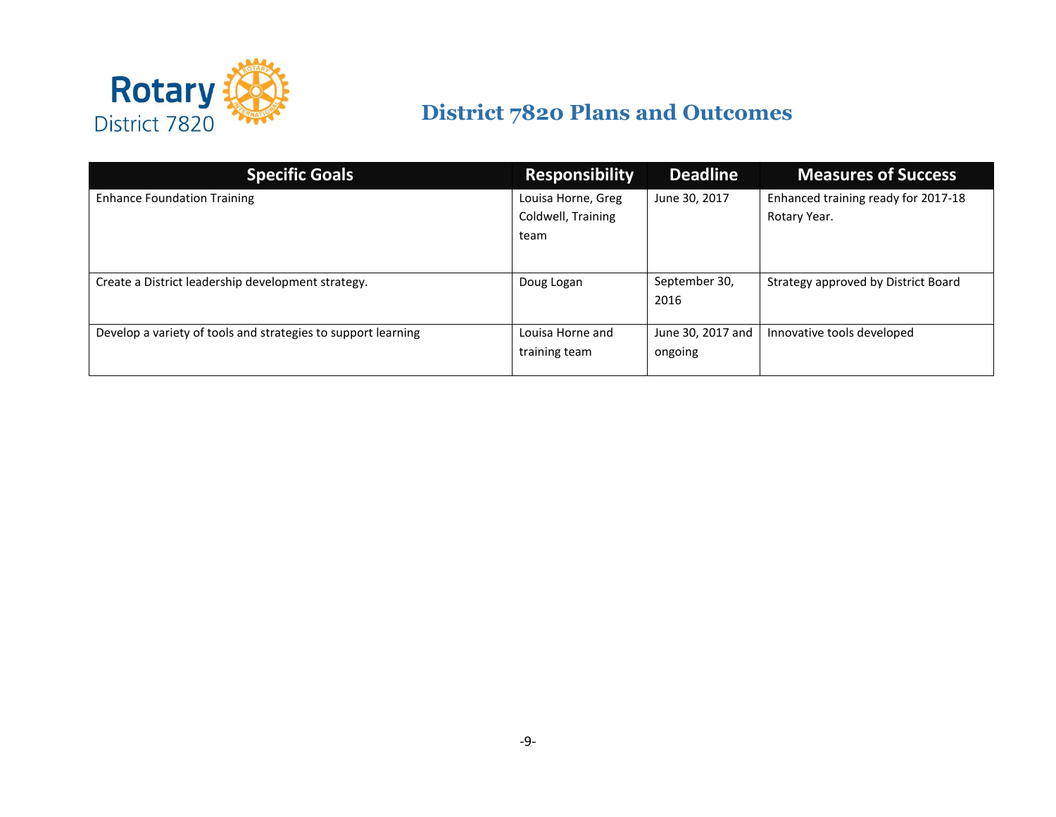Rotary District 7820

# District 7820 Plans and Outcomes

| Specific Goals | Responsibility | Deadline | Measures of Success |
|---|---|---|---|
| Enhance Foundation Training | Louisa Horne, Greg Coldwell, Training team | June 30, 2017 | Enhanced training ready for 2017-18 Rotary Year. |
| Create a District leadership development strategy. | Doug Logan | September 30, 2016 | Strategy approved by District Board |
| Develop a variety of tools and strategies to support learning | Louisa Horne and training team | June 30, 2017 and ongoing | Innovative tools developed |